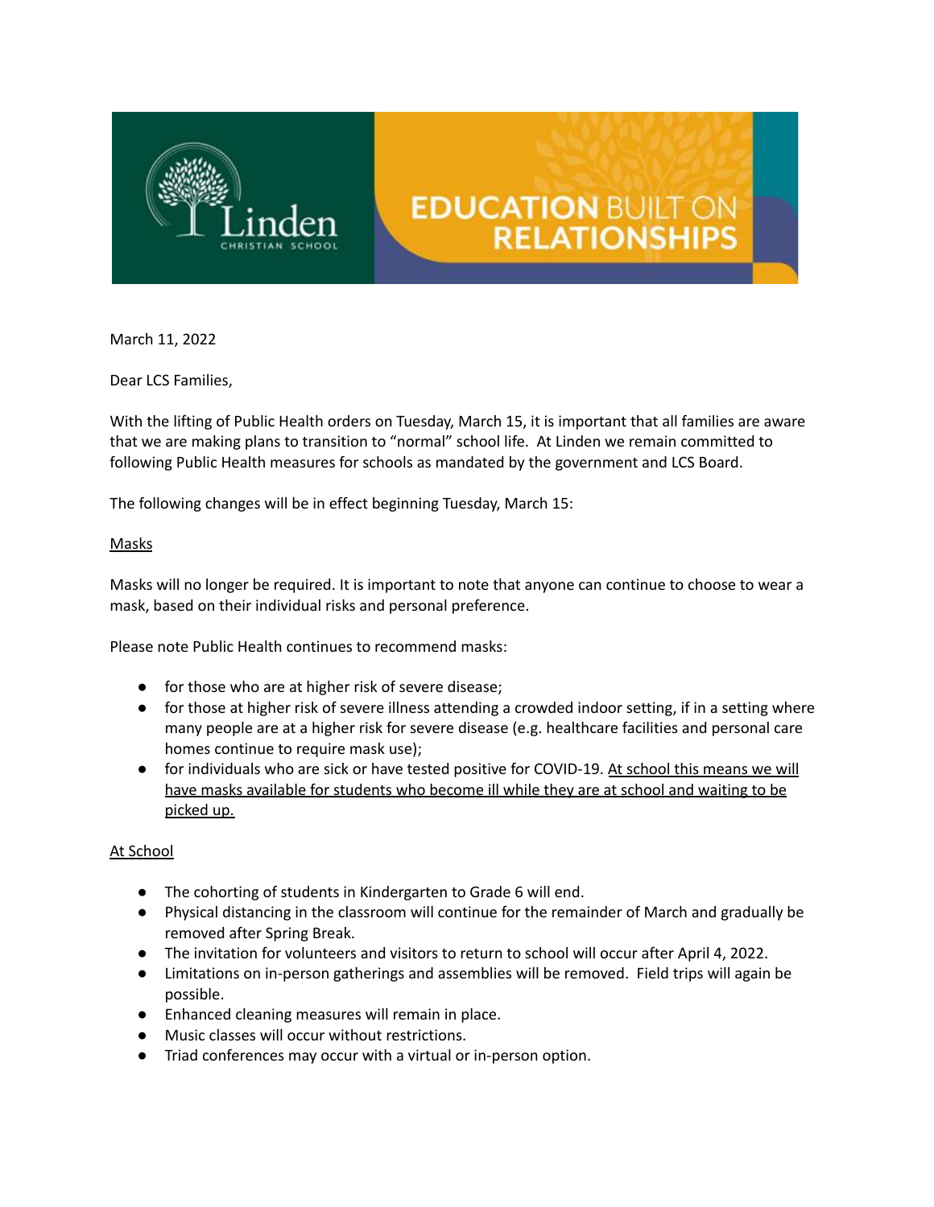March 11, 2022

Dear LCS Families,

With the lifting of Public Health orders on Tuesday, March 15, it is important that all families are aware that we are making plans to transition to "normal" school life. At Linden we remain committed to following Public Health measures for schools as mandated by the government and LCS Board.

The following changes will be in effect beginning Tuesday, March 15:

<u>Masks</u>

Masks will no longer be required. It is important to note that anyone can continue to choose to wear a mask, based on their individual risks and personal preference.

Please note Public Health continues to recommend masks:

- for those who are at higher risk of severe disease;
- for those at higher risk of severe illness attending a crowded indoor setting, if in a setting where many people are at a higher risk for severe disease (e.g. healthcare facilities and personal care homes continue to require mask use);
- for individuals who are sick or have tested positive for COVID-19. <u>At school this means we will have masks available for students who become ill while they are at school and waiting to be picked up.</u>

<u>At School</u>

- The cohorting of students in Kindergarten to Grade 6 will end.
- Physical distancing in the classroom will continue for the remainder of March and gradually be removed after Spring Break.
- The invitation for volunteers and visitors to return to school will occur after April 4, 2022.
- Limitations on in-person gatherings and assemblies will be removed. Field trips will again be possible.
- Enhanced cleaning measures will remain in place.
- Music classes will occur without restrictions.
- Triad conferences may occur with a virtual or in-person option.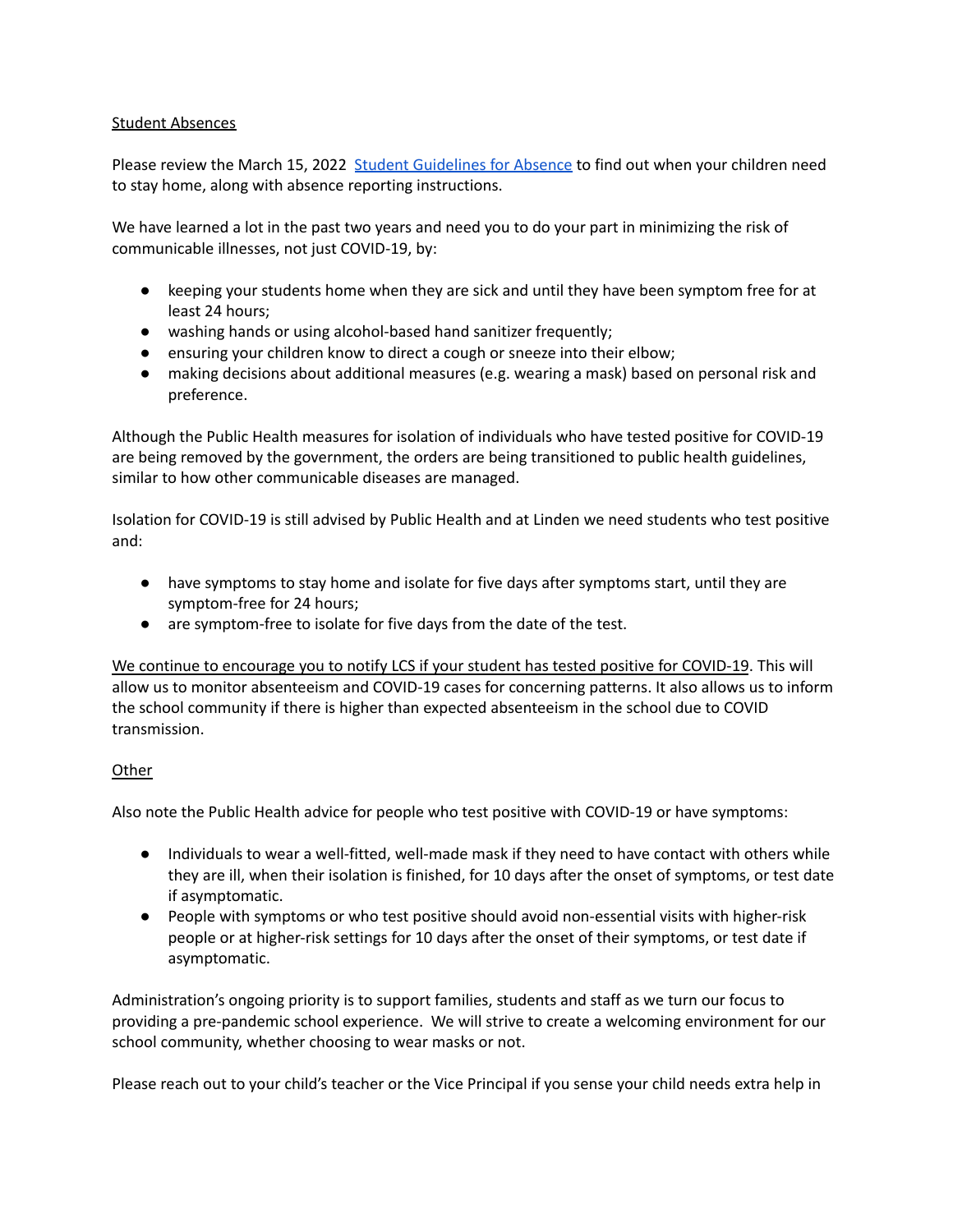Student Absences

Please review the March 15, 2022 Student Guidelines for Absence to find out when your children need to stay home, along with absence reporting instructions.

We have learned a lot in the past two years and need you to do your part in minimizing the risk of communicable illnesses, not just COVID-19, by:

- keeping your students home when they are sick and until they have been symptom free for at least 24 hours;
- washing hands or using alcohol-based hand sanitizer frequently;
- ensuring your children know to direct a cough or sneeze into their elbow;
- making decisions about additional measures (e.g. wearing a mask) based on personal risk and preference.

Although the Public Health measures for isolation of individuals who have tested positive for COVID-19 are being removed by the government, the orders are being transitioned to public health guidelines, similar to how other communicable diseases are managed.

Isolation for COVID-19 is still advised by Public Health and at Linden we need students who test positive and:

- have symptoms to stay home and isolate for five days after symptoms start, until they are symptom-free for 24 hours;
- are symptom-free to isolate for five days from the date of the test.

We continue to encourage you to notify LCS if your student has tested positive for COVID-19. This will allow us to monitor absenteeism and COVID-19 cases for concerning patterns. It also allows us to inform the school community if there is higher than expected absenteeism in the school due to COVID transmission.

Other

Also note the Public Health advice for people who test positive with COVID-19 or have symptoms:

- Individuals to wear a well-fitted, well-made mask if they need to have contact with others while they are ill, when their isolation is finished, for 10 days after the onset of symptoms, or test date if asymptomatic.
- People with symptoms or who test positive should avoid non-essential visits with higher-risk people or at higher-risk settings for 10 days after the onset of their symptoms, or test date if asymptomatic.

Administration's ongoing priority is to support families, students and staff as we turn our focus to providing a pre-pandemic school experience. We will strive to create a welcoming environment for our school community, whether choosing to wear masks or not.

Please reach out to your child's teacher or the Vice Principal if you sense your child needs extra help in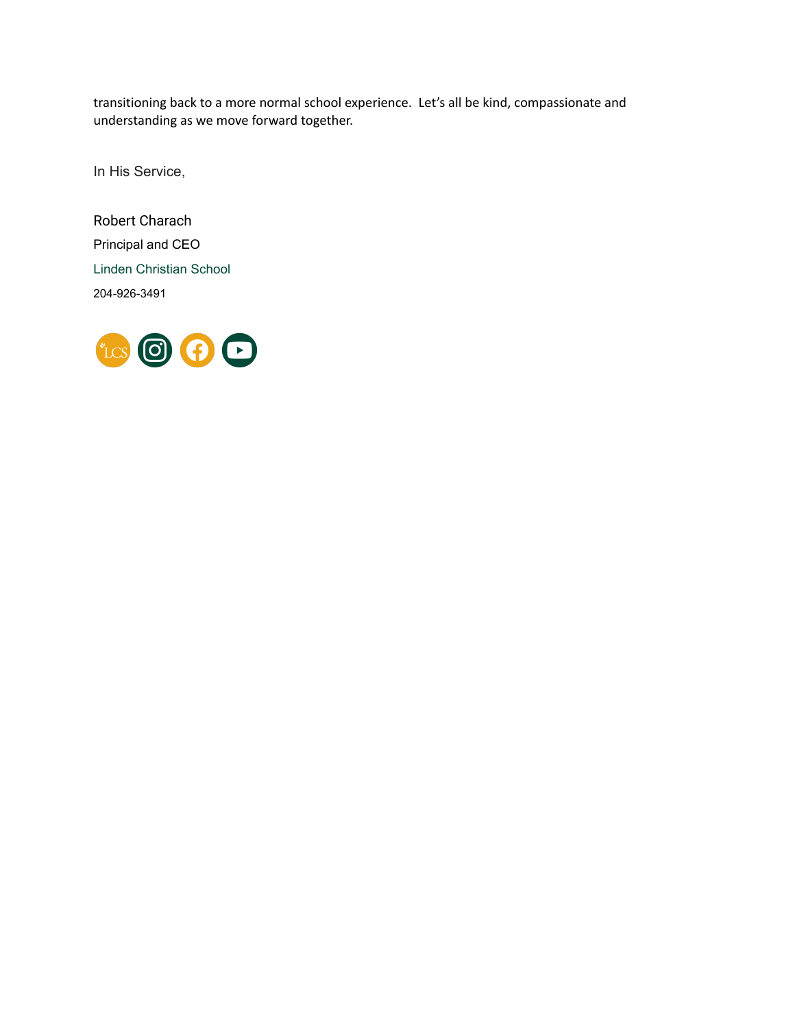transitioning back to a more normal school experience. Let's all be kind, compassionate and understanding as we move forward together.

In His Service,

Robert Charach
Principal and CEO
Linden Christian School
204-926-3491